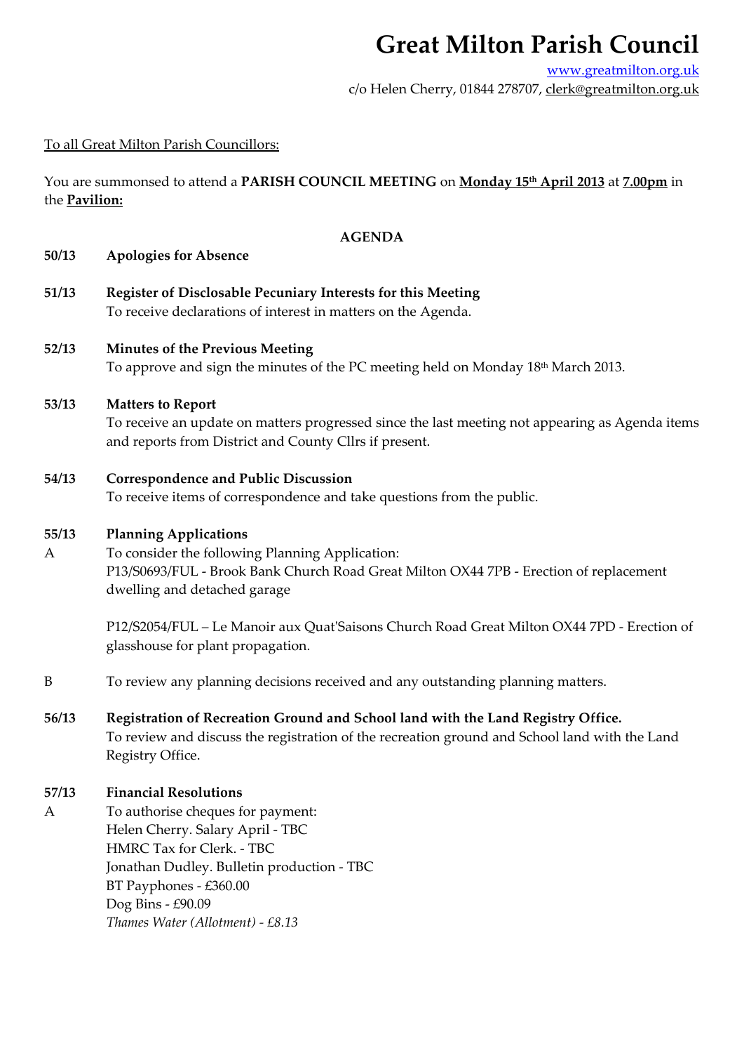# Great Milton Parish Council

www.greatmilton.org.uk
c/o Helen Cherry, 01844 278707, clerk@greatmilton.org.uk

To all Great Milton Parish Councillors:

You are summonsed to attend a **PARISH COUNCIL MEETING** on **Monday 15th April 2013** at **7.00pm** in the **Pavilion:**

## AGENDA

**50/13 Apologies for Absence**

**51/13 Register of Disclosable Pecuniary Interests for this Meeting**
To receive declarations of interest in matters on the Agenda.

**52/13 Minutes of the Previous Meeting**
To approve and sign the minutes of the PC meeting held on Monday 18th March 2013.

**53/13 Matters to Report**
To receive an update on matters progressed since the last meeting not appearing as Agenda items and reports from District and County Cllrs if present.

**54/13 Correspondence and Public Discussion**
To receive items of correspondence and take questions from the public.

**55/13 Planning Applications**

A To consider the following Planning Application:
P13/S0693/FUL - Brook Bank Church Road Great Milton OX44 7PB - Erection of replacement dwelling and detached garage

P12/S2054/FUL – Le Manoir aux Quat'Saisons Church Road Great Milton OX44 7PD - Erection of glasshouse for plant propagation.

B To review any planning decisions received and any outstanding planning matters.

**56/13 Registration of Recreation Ground and School land with the Land Registry Office.**
To review and discuss the registration of the recreation ground and School land with the Land Registry Office.

**57/13 Financial Resolutions**

A To authorise cheques for payment:
Helen Cherry. Salary April - TBC
HMRC Tax for Clerk. - TBC
Jonathan Dudley. Bulletin production - TBC
BT Payphones - £360.00
Dog Bins - £90.09
*Thames Water (Allotment) - £8.13*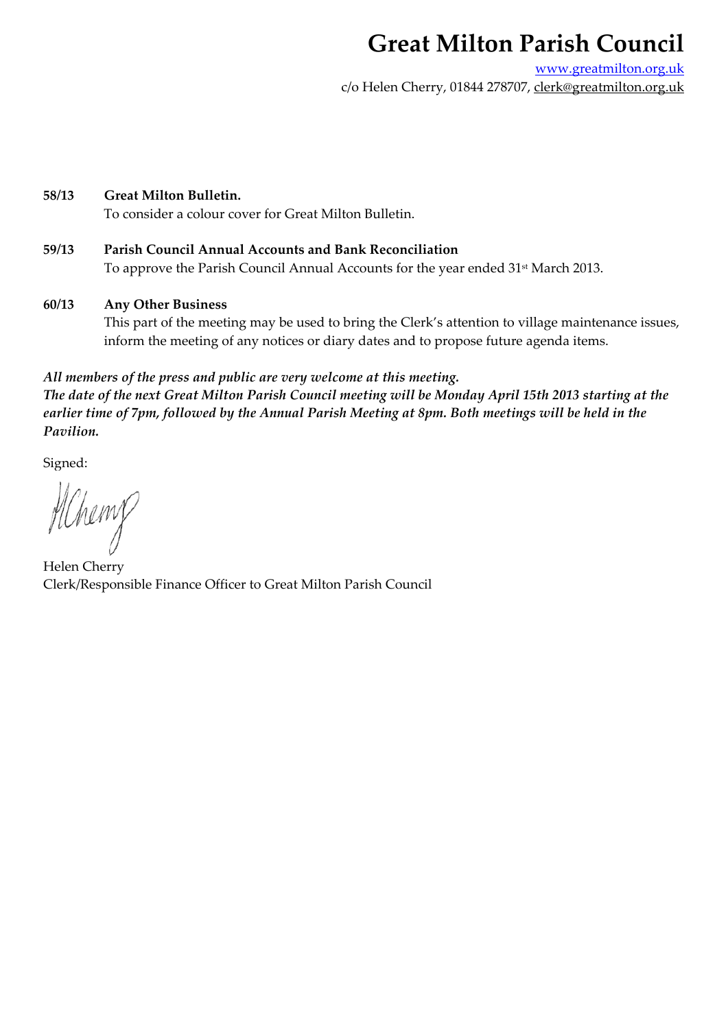# Great Milton Parish Council

www.greatmilton.org.uk
c/o Helen Cherry, 01844 278707, clerk@greatmilton.org.uk

**58/13 Great Milton Bulletin.**
To consider a colour cover for Great Milton Bulletin.

**59/13 Parish Council Annual Accounts and Bank Reconciliation**
To approve the Parish Council Annual Accounts for the year ended 31st March 2013.

**60/13 Any Other Business**
This part of the meeting may be used to bring the Clerk's attention to village maintenance issues, inform the meeting of any notices or diary dates and to propose future agenda items.

***All members of the press and public are very welcome at this meeting.***
***The date of the next Great Milton Parish Council meeting will be Monday April 15th 2013 starting at the earlier time of 7pm, followed by the Annual Parish Meeting at 8pm. Both meetings will be held in the Pavilion.***

Signed:

HCherry

Helen Cherry
Clerk/Responsible Finance Officer to Great Milton Parish Council